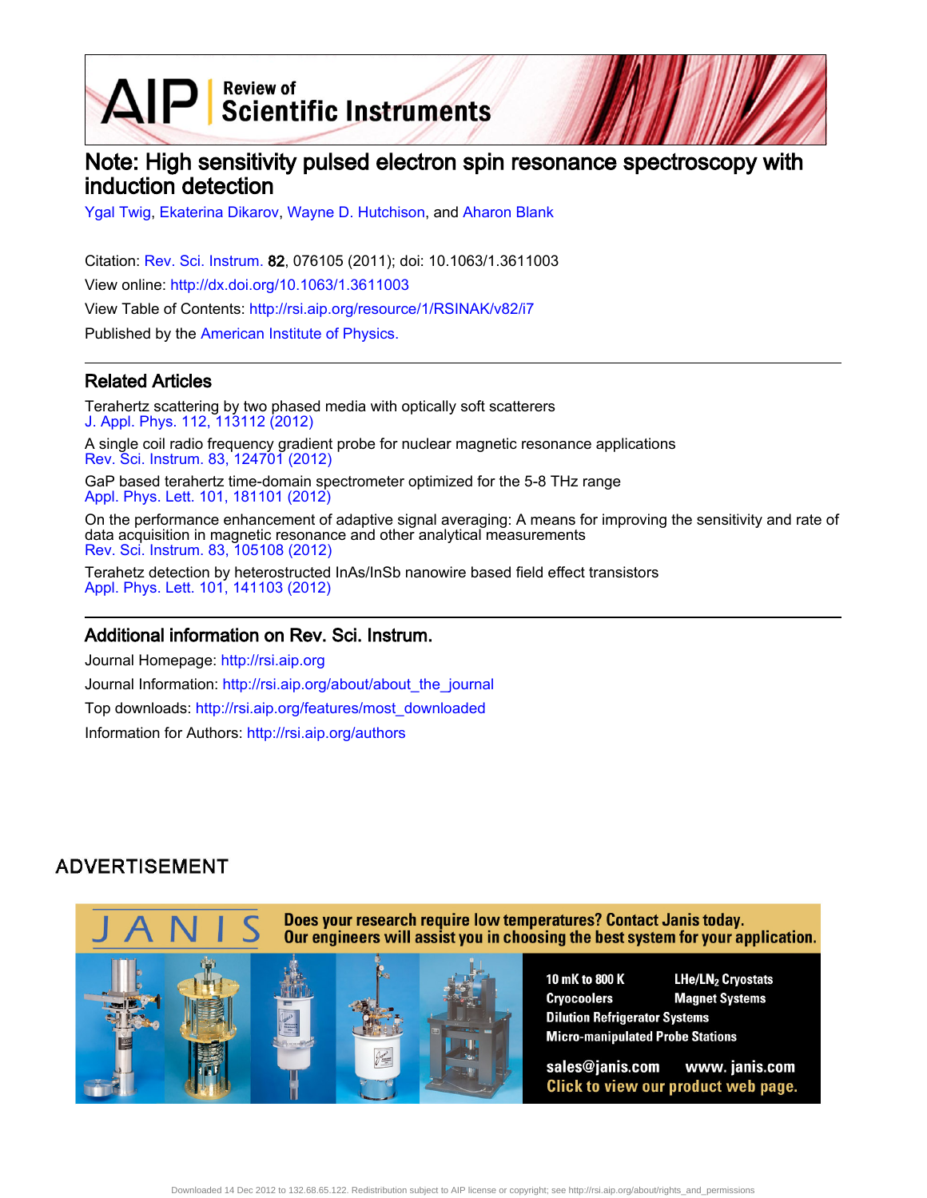# Note: High sensitivity pulsed electron spin resonance spectroscopy with induction detection

Ygal Twig, Ekaterina Dikarov, Wayne D. Hutchison, and Aharon Blank

Citation: Rev. Sci. Instrum. **82**, 076105 (2011); doi: 10.1063/1.3611003

View online: http://dx.doi.org/10.1063/1.3611003

View Table of Contents: http://rsi.aip.org/resource/1/RSINAK/v82/i7

Published by the American Institute of Physics.

## Related Articles

Terahertz scattering by two phased media with optically soft scatterers
J. Appl. Phys. 112, 113112 (2012)

A single coil radio frequency gradient probe for nuclear magnetic resonance applications
Rev. Sci. Instrum. 83, 124701 (2012)

GaP based terahertz time-domain spectrometer optimized for the 5-8 THz range
Appl. Phys. Lett. 101, 181101 (2012)

On the performance enhancement of adaptive signal averaging: A means for improving the sensitivity and rate of data acquisition in magnetic resonance and other analytical measurements
Rev. Sci. Instrum. 83, 105108 (2012)

Terahetz detection by heterostructed InAs/InSb nanowire based field effect transistors
Appl. Phys. Lett. 101, 141103 (2012)

## Additional information on Rev. Sci. Instrum.

Journal Homepage: http://rsi.aip.org

Journal Information: http://rsi.aip.org/about/about_the_journal

Top downloads: http://rsi.aip.org/features/most_downloaded

Information for Authors: http://rsi.aip.org/authors

## ADVERTISEMENT

Does your research require low temperatures? Contact Janis today. Our engineers will assist you in choosing the best system for your application.

10 mK to 800 K
Cryocoolers
Dilution Refrigerator Systems
Micro-manipulated Probe Stations
LHe/$LN_2$ Cryostats
Magnet Systems

sales@janis.com www. janis.com
Click to view our product web page.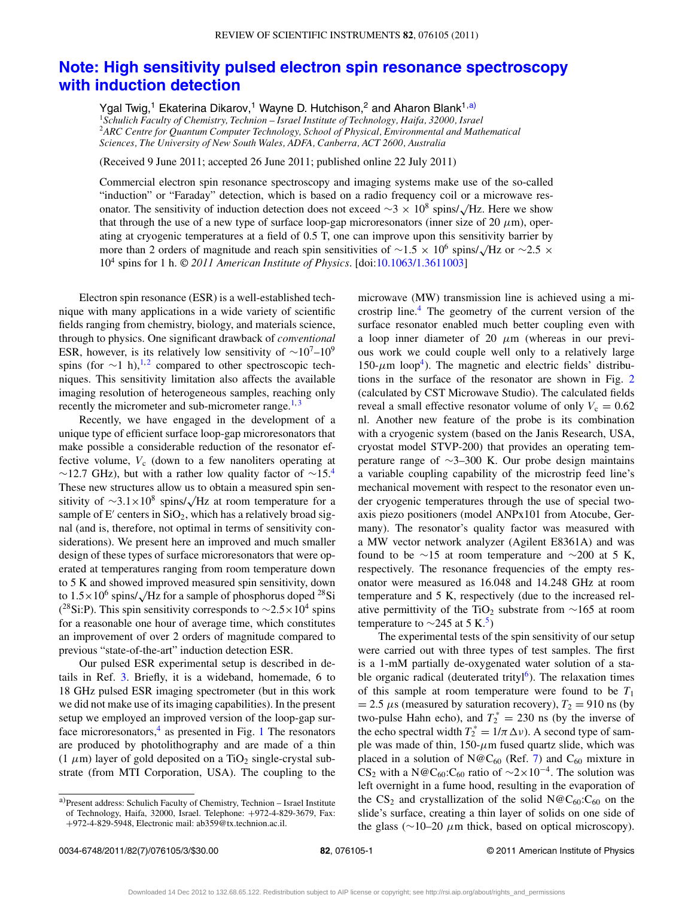# Note: High sensitivity pulsed electron spin resonance spectroscopy with induction detection

Ygal Twig,[1] Ekaterina Dikarov,[1] Wayne D. Hutchison,[2] and Aharon Blank[1,a)]

[1]*Schulich Faculty of Chemistry, Technion – Israel Institute of Technology, Haifa, 32000, Israel*
[2]*ARC Centre for Quantum Computer Technology, School of Physical, Environmental and Mathematical Sciences, The University of New South Wales, ADFA, Canberra, ACT 2600, Australia*

(Received 9 June 2011; accepted 26 June 2011; published online 22 July 2011)

Commercial electron spin resonance spectroscopy and imaging systems make use of the so-called "induction" or "Faraday" detection, which is based on a radio frequency coil or a microwave resonator. The sensitivity of induction detection does not exceed $\sim 3 \times 10^8$ spins/$\sqrt{\text{Hz}}$. Here we show that through the use of a new type of surface loop-gap microresonators (inner size of 20 $\mu$m), operating at cryogenic temperatures at a field of 0.5 T, one can improve upon this sensitivity barrier by more than 2 orders of magnitude and reach spin sensitivities of $\sim 1.5 \times 10^6$ spins/$\sqrt{\text{Hz}}$ or $\sim 2.5 \times 10^4$ spins for 1 h. © *2011 American Institute of Physics*. [doi:10.1063/1.3611003]

Electron spin resonance (ESR) is a well-established technique with many applications in a wide variety of scientific fields ranging from chemistry, biology, and materials science, through to physics. One significant drawback of *conventional* ESR, however, is its relatively low sensitivity of $\sim 10^7$–$10^9$ spins (for $\sim$1 h),[1,2] compared to other spectroscopic techniques. This sensitivity limitation also affects the available imaging resolution of heterogeneous samples, reaching only recently the micrometer and sub-micrometer range.[1,3]

Recently, we have engaged in the development of a unique type of efficient surface loop-gap microresonators that make possible a considerable reduction of the resonator effective volume, $V_c$ (down to a few nanoliters operating at $\sim$12.7 GHz), but with a rather low quality factor of $\sim$15.[4] These new structures allow us to obtain a measured spin sensitivity of $\sim 3.1 \times 10^8$ spins/$\sqrt{\text{Hz}}$ at room temperature for a sample of E′ centers in $SiO_2$, which has a relatively broad signal (and is, therefore, not optimal in terms of sensitivity considerations). We present here an improved and much smaller design of these types of surface microresonators that were operated at temperatures ranging from room temperature down to 5 K and showed improved measured spin sensitivity, down to $1.5 \times 10^6$ spins/$\sqrt{\text{Hz}}$ for a sample of phosphorus doped $^{28}$Si ($^{28}$Si:P). This spin sensitivity corresponds to $\sim 2.5 \times 10^4$ spins for a reasonable one hour of average time, which constitutes an improvement of over 2 orders of magnitude compared to previous "state-of-the-art" induction detection ESR.

Our pulsed ESR experimental setup is described in details in Ref. 3. Briefly, it is a wideband, homemade, 6 to 18 GHz pulsed ESR imaging spectrometer (but in this work we did not make use of its imaging capabilities). In the present setup we employed an improved version of the loop-gap surface microresonators,[4] as presented in Fig. 1 The resonators are produced by photolithography and are made of a thin (1 $\mu$m) layer of gold deposited on a $TiO_2$ single-crystal substrate (from MTI Corporation, USA). The coupling to the microwave (MW) transmission line is achieved using a microstrip line.[4] The geometry of the current version of the surface resonator enabled much better coupling even with a loop inner diameter of 20 $\mu$m (whereas in our previous work we could couple well only to a relatively large 150-$\mu$m loop[4]). The magnetic and electric fields' distributions in the surface of the resonator are shown in Fig. 2 (calculated by CST Microwave Studio). The calculated fields reveal a small effective resonator volume of only $V_c = 0.62$ nl. Another new feature of the probe is its combination with a cryogenic system (based on the Janis Research, USA, cryostat model STVP-200) that provides an operating temperature range of $\sim$3–300 K. Our probe design maintains a variable coupling capability of the microstrip feed line's mechanical movement with respect to the resonator even under cryogenic temperatures through the use of special two-axis piezo positioners (model ANPx101 from Atocube, Germany). The resonator's quality factor was measured with a MW vector network analyzer (Agilent E8361A) and was found to be $\sim$15 at room temperature and $\sim$200 at 5 K, respectively. The resonance frequencies of the empty resonator were measured as 16.048 and 14.248 GHz at room temperature and 5 K, respectively (due to the increased relative permittivity of the $TiO_2$ substrate from $\sim$165 at room temperature to $\sim$245 at 5 K.[5])

The experimental tests of the spin sensitivity of our setup were carried out with three types of test samples. The first is a 1-mM partially de-oxygenated water solution of a stable organic radical (deuterated trityl[6]). The relaxation times of this sample at room temperature were found to be $T_1 = 2.5$ $\mu$s (measured by saturation recovery), $T_2 = 910$ ns (by two-pulse Hahn echo), and $T_2^* = 230$ ns (by the inverse of the echo spectral width $T_2^* = 1/\pi\,\Delta\nu$). A second type of sample was made of thin, 150-$\mu$m fused quartz slide, which was placed in a solution of N@$C_{60}$ (Ref. 7) and $C_{60}$ mixture in $CS_2$ with a N@$C_{60}$:$C_{60}$ ratio of $\sim 2 \times 10^{-4}$. The solution was left overnight in a fume hood, resulting in the evaporation of the $CS_2$ and crystallization of the solid N@$C_{60}$:$C_{60}$ on the slide's surface, creating a thin layer of solids on one side of the glass ($\sim$10–20 $\mu$m thick, based on optical microscopy).

a)Present address: Schulich Faculty of Chemistry, Technion – Israel Institute of Technology, Haifa, 32000, Israel. Telephone: +972-4-829-3679, Fax: +972-4-829-5948, Electronic mail: ab359@tx.technion.ac.il.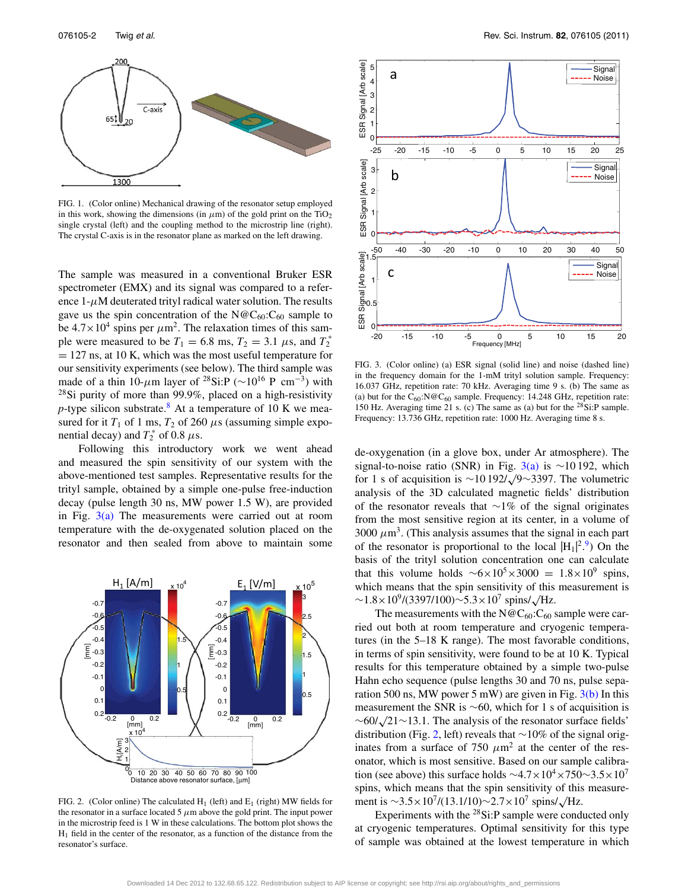FIG. 1. (Color online) Mechanical drawing of the resonator setup employed in this work, showing the dimensions (in $\mu$m) of the gold print on the $TiO_2$ single crystal (left) and the coupling method to the microstrip line (right). The crystal C-axis is in the resonator plane as marked on the left drawing.

The sample was measured in a conventional Bruker ESR spectrometer (EMX) and its signal was compared to a reference 1-$\mu$M deuterated trityl radical water solution. The results gave us the spin concentration of the N@$C_{60}$:$C_{60}$ sample to be $4.7\times10^4$ spins per $\mu m^2$. The relaxation times of this sample were measured to be $T_1 = 6.8$ ms, $T_2 = 3.1$ $\mu$s, and $T_2^* = 127$ ns, at 10 K, which was the most useful temperature for our sensitivity experiments (see below). The third sample was made of a thin 10-$\mu$m layer of $^{28}$Si:P ($\sim10^{16}$ P cm$^{-3}$) with $^{28}$Si purity of more than 99.9%, placed on a high-resistivity *p*-type silicon substrate.[8] At a temperature of 10 K we measured for it $T_1$ of 1 ms, $T_2$ of 260 $\mu$s (assuming simple exponential decay) and $T_2^*$ of 0.8 $\mu$s.

Following this introductory work we went ahead and measured the spin sensitivity of our system with the above-mentioned test samples. Representative results for the trityl sample, obtained by a simple one-pulse free-induction decay (pulse length 30 ns, MW power 1.5 W), are provided in Fig. 3(a) The measurements were carried out at room temperature with the de-oxygenated solution placed on the resonator and then sealed from above to maintain some de-oxygenation (in a glove box, under Ar atmosphere). The signal-to-noise ratio (SNR) in Fig. 3(a) is $\sim$10 192, which for 1 s of acquisition is $\sim 10\,192/\sqrt{9} \sim 3397$. The volumetric analysis of the 3D calculated magnetic fields' distribution of the resonator reveals that $\sim$1% of the signal originates from the most sensitive region at its center, in a volume of 3000 $\mu m^3$. (This analysis assumes that the signal in each part of the resonator is proportional to the local $|H_1|^2$.[9]) On the basis of the trityl solution concentration one can calculate that this volume holds $\sim 6\times10^5\times3000 = 1.8\times10^9$ spins, which means that the spin sensitivity of this measurement is $\sim 1.8\times10^9/(3397/100) \sim 5.3\times10^7$ spins/$\sqrt{\text{Hz}}$.

FIG. 2. (Color online) The calculated $H_1$ (left) and $E_1$ (right) MW fields for the resonator in a surface located 5 $\mu$m above the gold print. The input power in the microstrip feed is 1 W in these calculations. The bottom plot shows the $H_1$ field in the center of the resonator, as a function of the distance from the resonator's surface.

FIG. 3. (Color online) (a) ESR signal (solid line) and noise (dashed line) in the frequency domain for the 1-mM trityl solution sample. Frequency: 16.037 GHz, repetition rate: 70 kHz. Averaging time 9 s. (b) The same as (a) but for the $C_{60}$:N@$C_{60}$ sample. Frequency: 14.248 GHz, repetition rate: 150 Hz. Averaging time 21 s. (c) The same as (a) but for the $^{28}$Si:P sample. Frequency: 13.736 GHz, repetition rate: 1000 Hz. Averaging time 8 s.

The measurements with the N@$C_{60}$:$C_{60}$ sample were carried out both at room temperature and cryogenic temperatures (in the 5–18 K range). The most favorable conditions, in terms of spin sensitivity, were found to be at 10 K. Typical results for this temperature obtained by a simple two-pulse Hahn echo sequence (pulse lengths 30 and 70 ns, pulse separation 500 ns, MW power 5 mW) are given in Fig. 3(b) In this measurement the SNR is $\sim$60, which for 1 s of acquisition is $\sim 60/\sqrt{21} \sim 13.1$. The analysis of the resonator surface fields' distribution (Fig. 2, left) reveals that $\sim$10% of the signal originates from a surface of 750 $\mu m^2$ at the center of the resonator, which is most sensitive. Based on our sample calibration (see above) this surface holds $\sim 4.7\times10^4\times750 \sim 3.5\times10^7$ spins, which means that the spin sensitivity of this measurement is $\sim 3.5\times10^7/(13.1/10) \sim 2.7\times10^7$ spins/$\sqrt{\text{Hz}}$.

Experiments with the $^{28}$Si:P sample were conducted only at cryogenic temperatures. Optimal sensitivity for this type of sample was obtained at the lowest temperature in which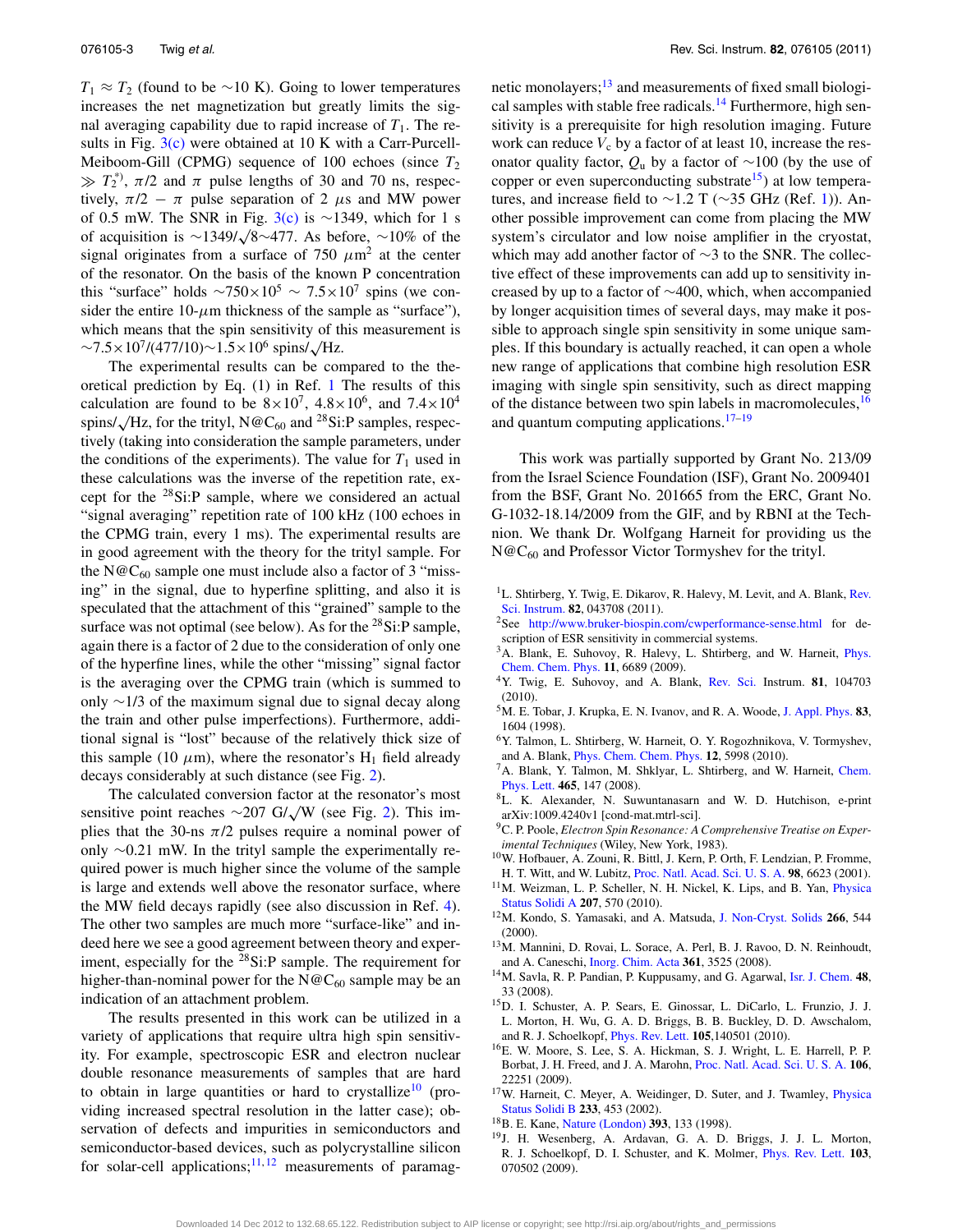$T_1 \approx T_2$ (found to be ~10 K). Going to lower temperatures increases the net magnetization but greatly limits the signal averaging capability due to rapid increase of $T_1$. The results in Fig. 3(c) were obtained at 10 K with a Carr-Purcell-Meiboom-Gill (CPMG) sequence of 100 echoes (since $T_2 \gg T_2^{(*)}$, $\pi/2$ and $\pi$ pulse lengths of 30 and 70 ns, respectively, $\pi/2 - \pi$ pulse separation of 2 $\mu$s and MW power of 0.5 mW. The SNR in Fig. 3(c) is ~1349, which for 1 s of acquisition is $\sim 1349/\sqrt{8} \sim 477$. As before, ~10% of the signal originates from a surface of 750 $\mu$m$^2$ at the center of the resonator. On the basis of the known P concentration this "surface" holds $\sim 750 \times 10^5 \sim 7.5 \times 10^7$ spins (we consider the entire 10-$\mu$m thickness of the sample as "surface"), which means that the spin sensitivity of this measurement is $\sim 7.5 \times 10^7/(477/10) \sim 1.5 \times 10^6$ spins/$\sqrt{\text{Hz}}$.

The experimental results can be compared to the theoretical prediction by Eq. (1) in Ref. 1 The results of this calculation are found to be $8 \times 10^7$, $4.8 \times 10^6$, and $7.4 \times 10^4$ spins/$\sqrt{\text{Hz}}$, for the trityl, N@C$_{60}$ and $^{28}$Si:P samples, respectively (taking into consideration the sample parameters, under the conditions of the experiments). The value for $T_1$ used in these calculations was the inverse of the repetition rate, except for the $^{28}$Si:P sample, where we considered an actual "signal averaging" repetition rate of 100 kHz (100 echoes in the CPMG train, every 1 ms). The experimental results are in good agreement with the theory for the trityl sample. For the N@C$_{60}$ sample one must include also a factor of 3 "missing" in the signal, due to hyperfine splitting, and also it is speculated that the attachment of this "grained" sample to the surface was not optimal (see below). As for the $^{28}$Si:P sample, again there is a factor of 2 due to the consideration of only one of the hyperfine lines, while the other "missing" signal factor is the averaging over the CPMG train (which is summed to only ~1/3 of the maximum signal due to signal decay along the train and other pulse imperfections). Furthermore, additional signal is "lost" because of the relatively thick size of this sample (10 $\mu$m), where the resonator's H$_1$ field already decays considerably at such distance (see Fig. 2).

The calculated conversion factor at the resonator's most sensitive point reaches $\sim 207$ G/$\sqrt{\text{W}}$ (see Fig. 2). This implies that the 30-ns $\pi/2$ pulses require a nominal power of only ~0.21 mW. In the trityl sample the experimentally required power is much higher since the volume of the sample is large and extends well above the resonator surface, where the MW field decays rapidly (see also discussion in Ref. 4). The other two samples are much more "surface-like" and indeed here we see a good agreement between theory and experiment, especially for the $^{28}$Si:P sample. The requirement for higher-than-nominal power for the N@C$_{60}$ sample may be an indication of an attachment problem.

The results presented in this work can be utilized in a variety of applications that require ultra high spin sensitivity. For example, spectroscopic ESR and electron nuclear double resonance measurements of samples that are hard to obtain in large quantities or hard to crystallize[10] (providing increased spectral resolution in the latter case); observation of defects and impurities in semiconductors and semiconductor-based devices, such as polycrystalline silicon for solar-cell applications;[11,12] measurements of paramagnetic monolayers;[13] and measurements of fixed small biological samples with stable free radicals.[14] Furthermore, high sensitivity is a prerequisite for high resolution imaging. Future work can reduce $V_c$ by a factor of at least 10, increase the resonator quality factor, $Q_u$ by a factor of ~100 (by the use of copper or even superconducting substrate[15]) at low temperatures, and increase field to ~1.2 T (~35 GHz (Ref. 1)). Another possible improvement can come from placing the MW system's circulator and low noise amplifier in the cryostat, which may add another factor of ~3 to the SNR. The collective effect of these improvements can add up to sensitivity increased by up to a factor of ~400, which, when accompanied by longer acquisition times of several days, may make it possible to approach single spin sensitivity in some unique samples. If this boundary is actually reached, it can open a whole new range of applications that combine high resolution ESR imaging with single spin sensitivity, such as direct mapping of the distance between two spin labels in macromolecules,[16] and quantum computing applications.[17–19]

This work was partially supported by Grant No. 213/09 from the Israel Science Foundation (ISF), Grant No. 2009401 from the BSF, Grant No. 201665 from the ERC, Grant No. G-1032-18.14/2009 from the GIF, and by RBNI at the Technion. We thank Dr. Wolfgang Harneit for providing us the N@C$_{60}$ and Professor Victor Tormyshev for the trityl.

[1] L. Shtirberg, Y. Twig, E. Dikarov, R. Halevy, M. Levit, and A. Blank, Rev. Sci. Instrum. **82**, 043708 (2011).

[2] See http://www.bruker-biospin.com/cwperformance-sense.html for description of ESR sensitivity in commercial systems.

[3] A. Blank, E. Suhovoy, R. Halevy, L. Shtirberg, and W. Harneit, Phys. Chem. Chem. Phys. **11**, 6689 (2009).

[4] Y. Twig, E. Suhovoy, and A. Blank, Rev. Sci. Instrum. **81**, 104703 (2010).

[5] M. E. Tobar, J. Krupka, E. N. Ivanov, and R. A. Woode, J. Appl. Phys. **83**, 1604 (1998).

[6] Y. Talmon, L. Shtirberg, W. Harneit, O. Y. Rogozhnikova, V. Tormyshev, and A. Blank, Phys. Chem. Chem. Phys. **12**, 5998 (2010).

[7] A. Blank, Y. Talmon, M. Shklyar, L. Shtirberg, and W. Harneit, Chem. Phys. Lett. **465**, 147 (2008).

[8] L. K. Alexander, N. Suwuntanasarn and W. D. Hutchison, e-print arXiv:1009.4240v1 [cond-mat.mtrl-sci].

[9] C. P. Poole, *Electron Spin Resonance: A Comprehensive Treatise on Experimental Techniques* (Wiley, New York, 1983).

[10] W. Hofbauer, A. Zouni, R. Bittl, J. Kern, P. Orth, F. Lendzian, P. Fromme, H. T. Witt, and W. Lubitz, Proc. Natl. Acad. Sci. U. S. A. **98**, 6623 (2001).

[11] M. Weizman, L. P. Scheller, N. H. Nickel, K. Lips, and B. Yan, Physica Status Solidi A **207**, 570 (2010).

[12] M. Kondo, S. Yamasaki, and A. Matsuda, J. Non-Cryst. Solids **266**, 544 (2000).

[13] M. Mannini, D. Rovai, L. Sorace, A. Perl, B. J. Ravoo, D. N. Reinhoudt, and A. Caneschi, Inorg. Chim. Acta **361**, 3525 (2008).

[14] M. Savla, R. P. Pandian, P. Kuppusamy, and G. Agarwal, Isr. J. Chem. **48**, 33 (2008).

[15] D. I. Schuster, A. P. Sears, E. Ginossar, L. DiCarlo, L. Frunzio, J. J. L. Morton, H. Wu, G. A. D. Briggs, B. B. Buckley, D. D. Awschalom, and R. J. Schoelkopf, Phys. Rev. Lett. **105**,140501 (2010).

[16] E. W. Moore, S. Lee, S. A. Hickman, S. J. Wright, L. E. Harrell, P. P. Borbat, J. H. Freed, and J. A. Marohn, Proc. Natl. Acad. Sci. U. S. A. **106**, 22251 (2009).

[17] W. Harneit, C. Meyer, A. Weidinger, D. Suter, and J. Twamley, Physica Status Solidi B **233**, 453 (2002).

[18] B. E. Kane, Nature (London) **393**, 133 (1998).

[19] J. H. Wesenberg, A. Ardavan, G. A. D. Briggs, J. J. L. Morton, R. J. Schoelkopf, D. I. Schuster, and K. Molmer, Phys. Rev. Lett. **103**, 070502 (2009).